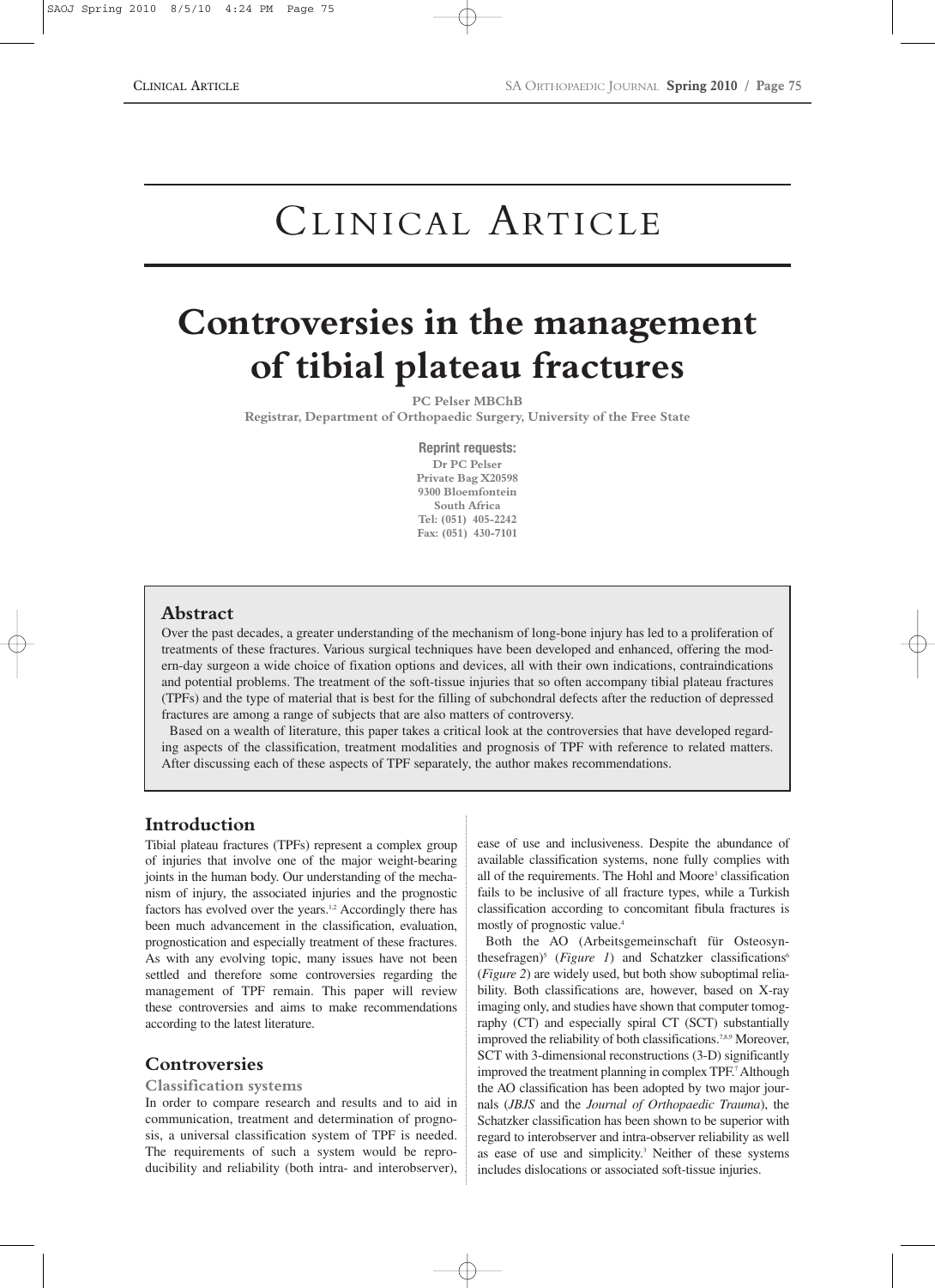# Clinical Article

# Controversies in the management of tibial plateau fractures

**PC Pelser MBChB**
**Registrar, Department of Orthopaedic Surgery, University of the Free State**

**Reprint requests:**
Dr PC Pelser
Private Bag X20598
9300 Bloemfontein
South Africa
Tel: (051) 405-2242
Fax: (051) 430-7101

## Abstract

Over the past decades, a greater understanding of the mechanism of long-bone injury has led to a proliferation of treatments of these fractures. Various surgical techniques have been developed and enhanced, offering the modern-day surgeon a wide choice of fixation options and devices, all with their own indications, contraindications and potential problems. The treatment of the soft-tissue injuries that so often accompany tibial plateau fractures (TPFs) and the type of material that is best for the filling of subchondral defects after the reduction of depressed fractures are among a range of subjects that are also matters of controversy.

Based on a wealth of literature, this paper takes a critical look at the controversies that have developed regarding aspects of the classification, treatment modalities and prognosis of TPF with reference to related matters. After discussing each of these aspects of TPF separately, the author makes recommendations.

## Introduction

Tibial plateau fractures (TPFs) represent a complex group of injuries that involve one of the major weight-bearing joints in the human body. Our understanding of the mechanism of injury, the associated injuries and the prognostic factors has evolved over the years.[1,2] Accordingly there has been much advancement in the classification, evaluation, prognostication and especially treatment of these fractures. As with any evolving topic, many issues have not been settled and therefore some controversies regarding the management of TPF remain. This paper will review these controversies and aims to make recommendations according to the latest literature.

## Controversies

### Classification systems

In order to compare research and results and to aid in communication, treatment and determination of prognosis, a universal classification system of TPF is needed. The requirements of such a system would be reproducibility and reliability (both intra- and interobserver), ease of use and inclusiveness. Despite the abundance of available classification systems, none fully complies with all of the requirements. The Hohl and Moore[3] classification fails to be inclusive of all fracture types, while a Turkish classification according to concomitant fibula fractures is mostly of prognostic value.[4]

Both the AO (Arbeitsgemeinschaft für Osteosynthesefragen)[5] (*Figure 1*) and Schatzker classifications[6] (*Figure 2*) are widely used, but both show suboptimal reliability. Both classifications are, however, based on X-ray imaging only, and studies have shown that computer tomography (CT) and especially spiral CT (SCT) substantially improved the reliability of both classifications.[7,8,9] Moreover, SCT with 3-dimensional reconstructions (3-D) significantly improved the treatment planning in complex TPF.[7] Although the AO classification has been adopted by two major journals (*JBJS* and the *Journal of Orthopaedic Trauma*), the Schatzker classification has been shown to be superior with regard to interobserver and intra-observer reliability as well as ease of use and simplicity.[3] Neither of these systems includes dislocations or associated soft-tissue injuries.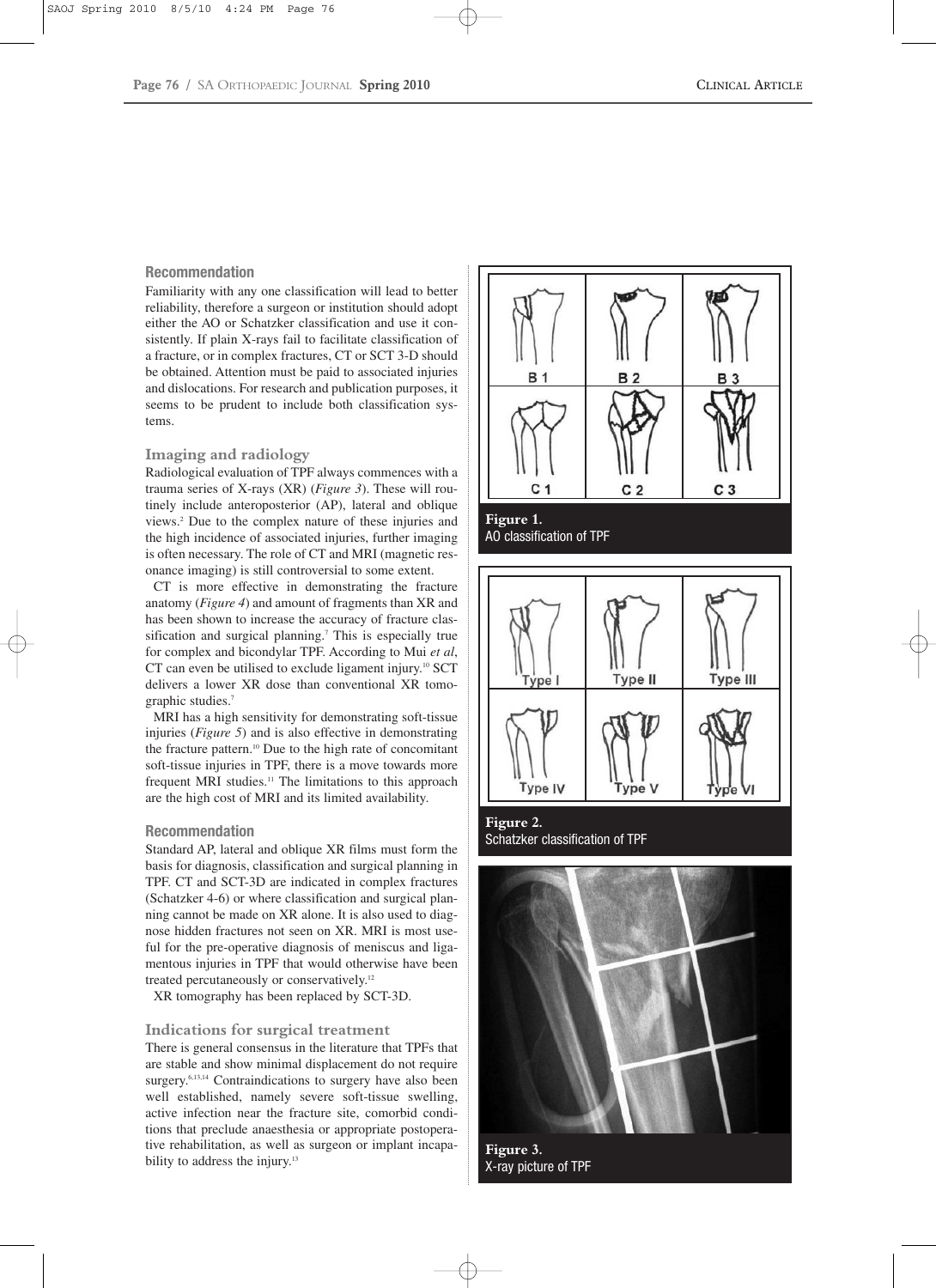### Recommendation

Familiarity with any one classification will lead to better reliability, therefore a surgeon or institution should adopt either the AO or Schatzker classification and use it consistently. If plain X-rays fail to facilitate classification of a fracture, or in complex fractures, CT or SCT 3-D should be obtained. Attention must be paid to associated injuries and dislocations. For research and publication purposes, it seems to be prudent to include both classification systems.

## Imaging and radiology

Radiological evaluation of TPF always commences with a trauma series of X-rays (XR) (*Figure 3*). These will routinely include anteroposterior (AP), lateral and oblique views.[2] Due to the complex nature of these injuries and the high incidence of associated injuries, further imaging is often necessary. The role of CT and MRI (magnetic resonance imaging) is still controversial to some extent.

CT is more effective in demonstrating the fracture anatomy (*Figure 4*) and amount of fragments than XR and has been shown to increase the accuracy of fracture classification and surgical planning.[7] This is especially true for complex and bicondylar TPF. According to Mui *et al*, CT can even be utilised to exclude ligament injury.[10] SCT delivers a lower XR dose than conventional XR tomographic studies.[7]

MRI has a high sensitivity for demonstrating soft-tissue injuries (*Figure 5*) and is also effective in demonstrating the fracture pattern.[10] Due to the high rate of concomitant soft-tissue injuries in TPF, there is a move towards more frequent MRI studies.[11] The limitations to this approach are the high cost of MRI and its limited availability.

### Recommendation

Standard AP, lateral and oblique XR films must form the basis for diagnosis, classification and surgical planning in TPF. CT and SCT-3D are indicated in complex fractures (Schatzker 4-6) or where classification and surgical planning cannot be made on XR alone. It is also used to diagnose hidden fractures not seen on XR. MRI is most useful for the pre-operative diagnosis of meniscus and ligamentous injuries in TPF that would otherwise have been treated percutaneously or conservatively.[12]

XR tomography has been replaced by SCT-3D.

## Indications for surgical treatment

There is general consensus in the literature that TPFs that are stable and show minimal displacement do not require surgery.[6,13,14] Contraindications to surgery have also been well established, namely severe soft-tissue swelling, active infection near the fracture site, comorbid conditions that preclude anaesthesia or appropriate postoperative rehabilitation, as well as surgeon or implant incapability to address the injury.[13]

**Figure 1.**
AO classification of TPF

**Figure 2.**
Schatzker classification of TPF

**Figure 3.**
X-ray picture of TPF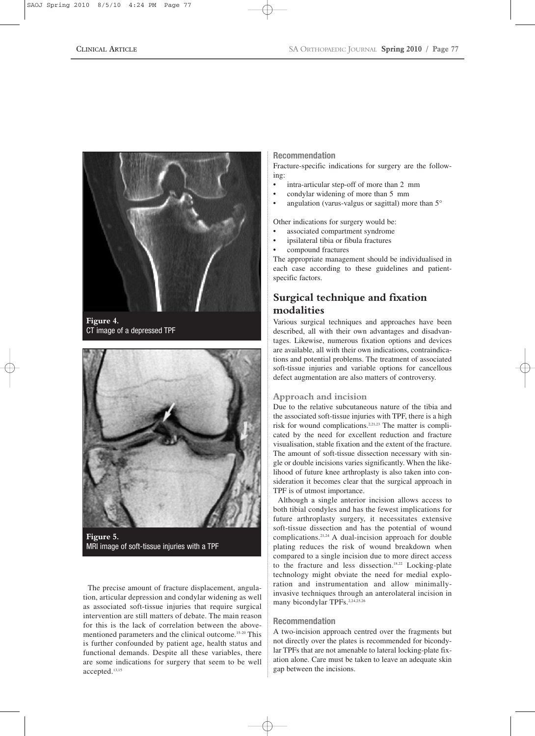**Figure 4.**
CT image of a depressed TPF

**Figure 5.**
MRI image of soft-tissue injuries with a TPF

The precise amount of fracture displacement, angulation, articular depression and condylar widening as well as associated soft-tissue injuries that require surgical intervention are still matters of debate. The main reason for this is the lack of correlation between the abovementioned parameters and the clinical outcome.[15-20] This is further confounded by patient age, health status and functional demands. Despite all these variables, there are some indications for surgery that seem to be well accepted.[13,15]

### Recommendation

Fracture-specific indications for surgery are the following:

- intra-articular step-off of more than 2 mm
- condylar widening of more than 5 mm
- angulation (varus-valgus or sagittal) more than 5°

Other indications for surgery would be:

- associated compartment syndrome
- ipsilateral tibia or fibula fractures
- compound fractures

The appropriate management should be individualised in each case according to these guidelines and patient-specific factors.

## Surgical technique and fixation modalities

Various surgical techniques and approaches have been described, all with their own advantages and disadvantages. Likewise, numerous fixation options and devices are available, all with their own indications, contraindications and potential problems. The treatment of associated soft-tissue injuries and variable options for cancellous defect augmentation are also matters of controversy.

### Approach and incision

Due to the relative subcutaneous nature of the tibia and the associated soft-tissue injuries with TPF, there is a high risk for wound complications.[2,21,23] The matter is complicated by the need for excellent reduction and fracture visualisation, stable fixation and the extent of the fracture. The amount of soft-tissue dissection necessary with single or double incisions varies significantly. When the likelihood of future knee arthroplasty is also taken into consideration it becomes clear that the surgical approach in TPF is of utmost importance.

Although a single anterior incision allows access to both tibial condyles and has the fewest implications for future arthroplasty surgery, it necessitates extensive soft-tissue dissection and has the potential of wound complications.[21,24] A dual-incision approach for double plating reduces the risk of wound breakdown when compared to a single incision due to more direct access to the fracture and less dissection.[18,22] Locking-plate technology might obviate the need for medial exploration and instrumentation and allow minimally-invasive techniques through an anterolateral incision in many bicondylar TPFs.[2,24,25,26]

### Recommendation

A two-incision approach centred over the fragments but not directly over the plates is recommended for bicondylar TPFs that are not amenable to lateral locking-plate fixation alone. Care must be taken to leave an adequate skin gap between the incisions.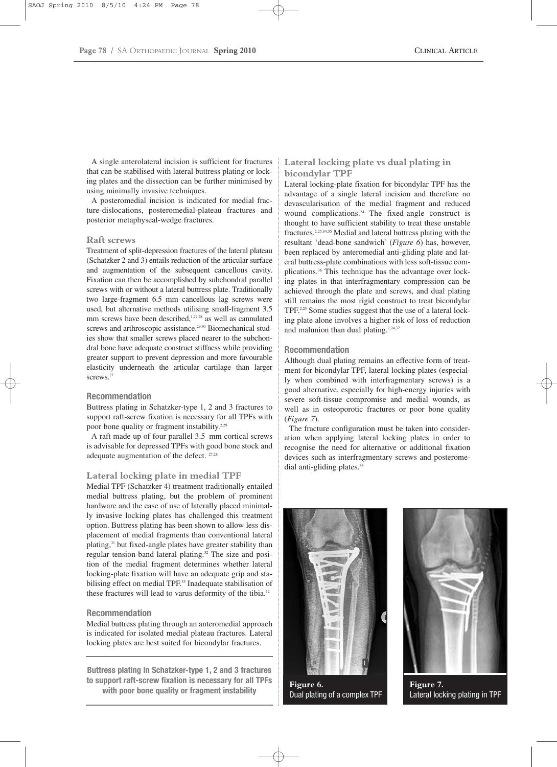A single anterolateral incision is sufficient for fractures that can be stabilised with lateral buttress plating or locking plates and the dissection can be further minimised by using minimally invasive techniques.

A posteromedial incision is indicated for medial fracture-dislocations, posteromedial-plateau fractures and posterior metaphyseal-wedge fractures.

## Raft screws

Treatment of split-depression fractures of the lateral plateau (Schatzker 2 and 3) entails reduction of the articular surface and augmentation of the subsequent cancellous cavity. Fixation can then be accomplished by subchondral parallel screws with or without a lateral buttress plate. Traditionally two large-fragment 6.5 mm cancellous lag screws were used, but alternative methods utilising small-fragment 3.5 mm screws have been described,[1,27,28] as well as cannulated screws and arthroscopic assistance.[29,30] Biomechanical studies show that smaller screws placed nearer to the subchondral bone have adequate construct stiffness while providing greater support to prevent depression and more favourable elasticity underneath the articular cartilage than larger screws.[27]

### Recommendation

Buttress plating in Schatzker-type 1, 2 and 3 fractures to support raft-screw fixation is necessary for all TPFs with poor bone quality or fragment instability.[2,29]

A raft made up of four parallel 3.5 mm cortical screws is advisable for depressed TPFs with good bone stock and adequate augmentation of the defect.[27,28]

## Lateral locking plate in medial TPF

Medial TPF (Schatzker 4) treatment traditionally entailed medial buttress plating, but the problem of prominent hardware and the ease of use of laterally placed minimally invasive locking plates has challenged this treatment option. Buttress plating has been shown to allow less displacement of medial fragments than conventional lateral plating,[31] but fixed-angle plates have greater stability than regular tension-band lateral plating.[32] The size and position of the medial fragment determines whether lateral locking-plate fixation will have an adequate grip and stabilising effect on medial TPF.[33] Inadequate stabilisation of these fractures will lead to varus deformity of the tibia.[12]

### Recommendation

Medial buttress plating through an anteromedial approach is indicated for isolated medial plateau fractures. Lateral locking plates are best suited for bicondylar fractures.

**Buttress plating in Schatzker-type 1, 2 and 3 fractures to support raft-screw fixation is necessary for all TPFs with poor bone quality or fragment instability**

## Lateral locking plate vs dual plating in bicondylar TPF

Lateral locking-plate fixation for bicondylar TPF has the advantage of a single lateral incision and therefore no devascularisation of the medial fragment and reduced wound complications.[24] The fixed-angle construct is thought to have sufficient stability to treat these unstable fractures.[2,25,34,35] Medial and lateral buttress plating with the resultant 'dead-bone sandwich' (*Figure 6*) has, however, been replaced by anteromedial anti-gliding plate and lateral buttress-plate combinations with less soft-tissue complications.[36] This technique has the advantage over locking plates in that interfragmentary compression can be achieved through the plate and screws, and dual plating still remains the most rigid construct to treat bicondylar TPF.[2,25] Some studies suggest that the use of a lateral locking plate alone involves a higher risk of loss of reduction and malunion than dual plating.[2,24,37]

### Recommendation

Although dual plating remains an effective form of treatment for bicondylar TPF, lateral locking plates (especially when combined with interfragmentary screws) is a good alternative, especially for high-energy injuries with severe soft-tissue compromise and medial wounds, as well as in osteoporotic fractures or poor bone quality (*Figure 7*).

The fracture configuration must be taken into consideration when applying lateral locking plates in order to recognise the need for alternative or additional fixation devices such as interfragmentary screws and posteromedial anti-gliding plates.[33]

**Figure 6.** Dual plating of a complex TPF

**Figure 7.** Lateral locking plating in TPF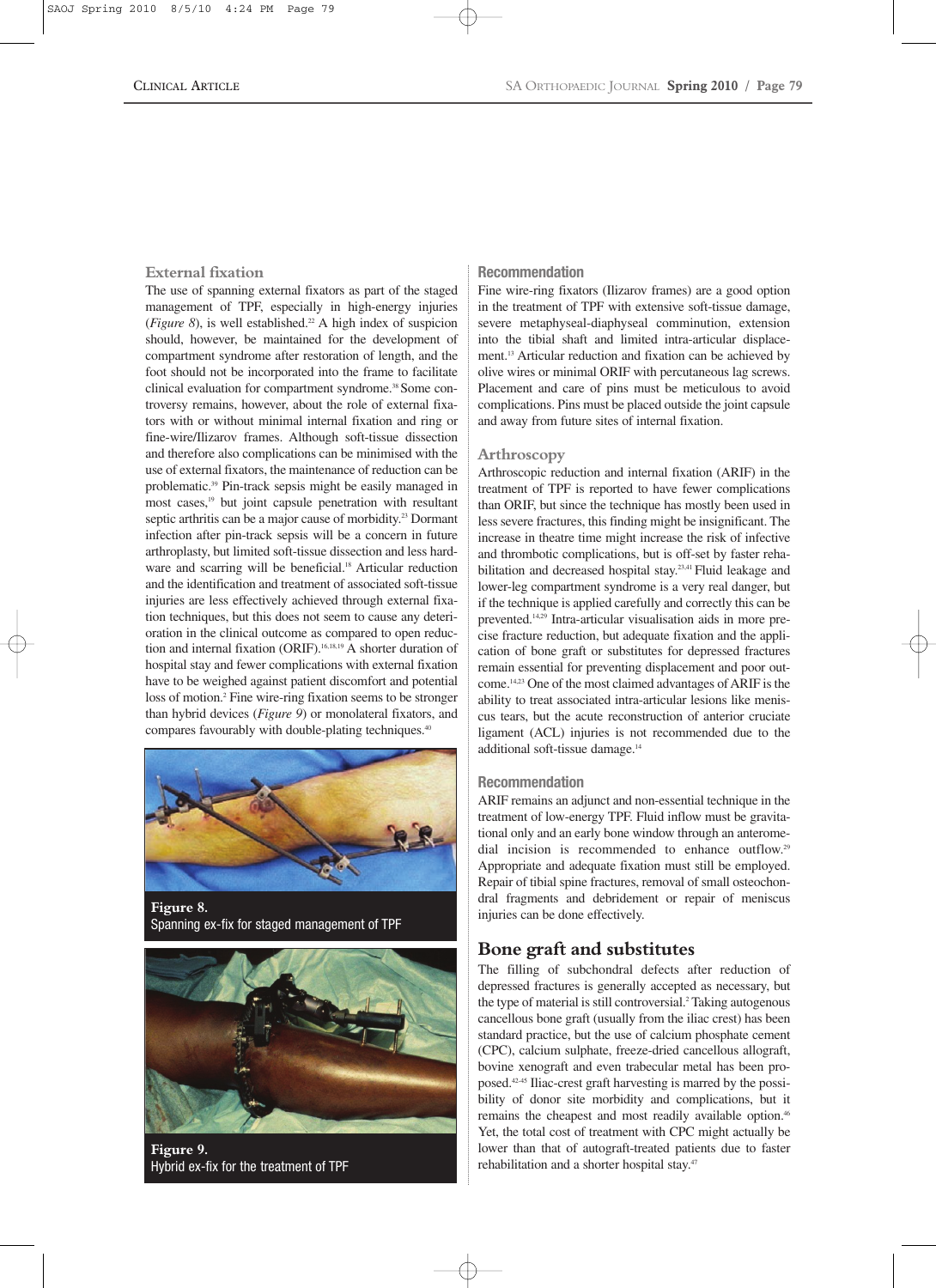## External fixation

The use of spanning external fixators as part of the staged management of TPF, especially in high-energy injuries (*Figure 8*), is well established.[22] A high index of suspicion should, however, be maintained for the development of compartment syndrome after restoration of length, and the foot should not be incorporated into the frame to facilitate clinical evaluation for compartment syndrome.[38] Some controversy remains, however, about the role of external fixators with or without minimal internal fixation and ring or fine-wire/Ilizarov frames. Although soft-tissue dissection and therefore also complications can be minimised with the use of external fixators, the maintenance of reduction can be problematic.[39] Pin-track sepsis might be easily managed in most cases,[19] but joint capsule penetration with resultant septic arthritis can be a major cause of morbidity.[23] Dormant infection after pin-track sepsis will be a concern in future arthroplasty, but limited soft-tissue dissection and less hardware and scarring will be beneficial.[18] Articular reduction and the identification and treatment of associated soft-tissue injuries are less effectively achieved through external fixation techniques, but this does not seem to cause any deterioration in the clinical outcome as compared to open reduction and internal fixation (ORIF).[16,18,19] A shorter duration of hospital stay and fewer complications with external fixation have to be weighed against patient discomfort and potential loss of motion.[2] Fine wire-ring fixation seems to be stronger than hybrid devices (*Figure 9*) or monolateral fixators, and compares favourably with double-plating techniques.[40]

**Figure 8.**
Spanning ex-fix for staged management of TPF

**Figure 9.**
Hybrid ex-fix for the treatment of TPF

### Recommendation

Fine wire-ring fixators (Ilizarov frames) are a good option in the treatment of TPF with extensive soft-tissue damage, severe metaphyseal-diaphyseal comminution, extension into the tibial shaft and limited intra-articular displacement.[13] Articular reduction and fixation can be achieved by olive wires or minimal ORIF with percutaneous lag screws. Placement and care of pins must be meticulous to avoid complications. Pins must be placed outside the joint capsule and away from future sites of internal fixation.

## Arthroscopy

Arthroscopic reduction and internal fixation (ARIF) in the treatment of TPF is reported to have fewer complications than ORIF, but since the technique has mostly been used in less severe fractures, this finding might be insignificant. The increase in theatre time might increase the risk of infective and thrombotic complications, but is off-set by faster rehabilitation and decreased hospital stay.[23,41] Fluid leakage and lower-leg compartment syndrome is a very real danger, but if the technique is applied carefully and correctly this can be prevented.[14,29] Intra-articular visualisation aids in more precise fracture reduction, but adequate fixation and the application of bone graft or substitutes for depressed fractures remain essential for preventing displacement and poor outcome.[14,23] One of the most claimed advantages of ARIF is the ability to treat associated intra-articular lesions like meniscus tears, but the acute reconstruction of anterior cruciate ligament (ACL) injuries is not recommended due to the additional soft-tissue damage.[14]

### Recommendation

ARIF remains an adjunct and non-essential technique in the treatment of low-energy TPF. Fluid inflow must be gravitational only and an early bone window through an anteromedial incision is recommended to enhance outflow.[29] Appropriate and adequate fixation must still be employed. Repair of tibial spine fractures, removal of small osteochondral fragments and debridement or repair of meniscus injuries can be done effectively.

## Bone graft and substitutes

The filling of subchondral defects after reduction of depressed fractures is generally accepted as necessary, but the type of material is still controversial.[2] Taking autogenous cancellous bone graft (usually from the iliac crest) has been standard practice, but the use of calcium phosphate cement (CPC), calcium sulphate, freeze-dried cancellous allograft, bovine xenograft and even trabecular metal has been proposed.[42-45] Iliac-crest graft harvesting is marred by the possibility of donor site morbidity and complications, but it remains the cheapest and most readily available option.[46] Yet, the total cost of treatment with CPC might actually be lower than that of autograft-treated patients due to faster rehabilitation and a shorter hospital stay.[47]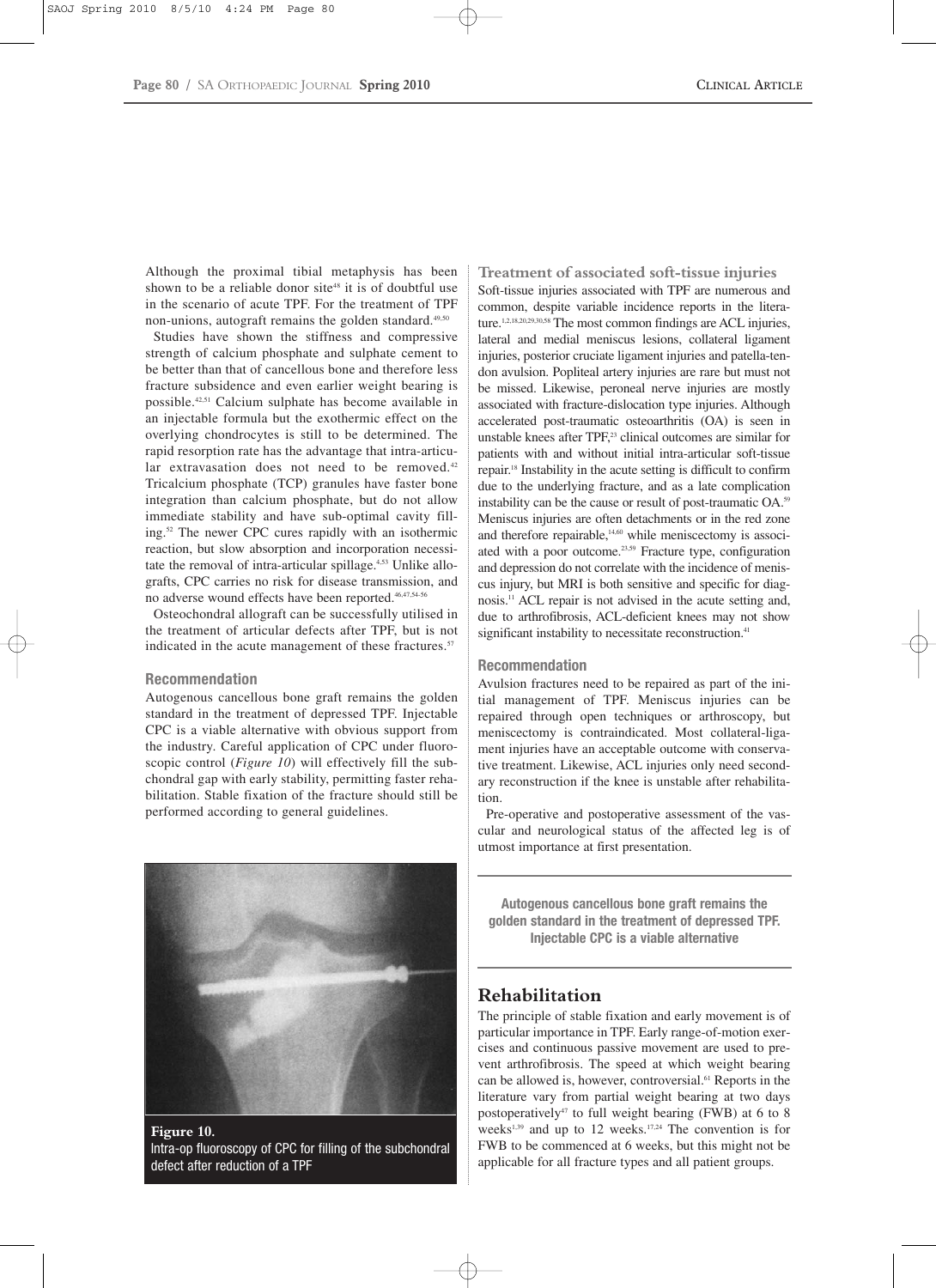Although the proximal tibial metaphysis has been shown to be a reliable donor site[48] it is of doubtful use in the scenario of acute TPF. For the treatment of TPF non-unions, autograft remains the golden standard.[49,50]

Studies have shown the stiffness and compressive strength of calcium phosphate and sulphate cement to be better than that of cancellous bone and therefore less fracture subsidence and even earlier weight bearing is possible.[42,51] Calcium sulphate has become available in an injectable formula but the exothermic effect on the overlying chondrocytes is still to be determined. The rapid resorption rate has the advantage that intra-articular extravasation does not need to be removed.[42] Tricalcium phosphate (TCP) granules have faster bone integration than calcium phosphate, but do not allow immediate stability and have sub-optimal cavity filling.[52] The newer CPC cures rapidly with an isothermic reaction, but slow absorption and incorporation necessitate the removal of intra-articular spillage.[4,53] Unlike allografts, CPC carries no risk for disease transmission, and no adverse wound effects have been reported.[46,47,54-56]

Osteochondral allograft can be successfully utilised in the treatment of articular defects after TPF, but is not indicated in the acute management of these fractures.[57]

### Recommendation

Autogenous cancellous bone graft remains the golden standard in the treatment of depressed TPF. Injectable CPC is a viable alternative with obvious support from the industry. Careful application of CPC under fluoroscopic control (*Figure 10*) will effectively fill the subchondral gap with early stability, permitting faster rehabilitation. Stable fixation of the fracture should still be performed according to general guidelines.

**Figure 10.**
Intra-op fluoroscopy of CPC for filling of the subchondral defect after reduction of a TPF

## Treatment of associated soft-tissue injuries

Soft-tissue injuries associated with TPF are numerous and common, despite variable incidence reports in the literature.[1,2,18,20,29,30,58] The most common findings are ACL injuries, lateral and medial meniscus lesions, collateral ligament injuries, posterior cruciate ligament injuries and patella-tendon avulsion. Popliteal artery injuries are rare but must not be missed. Likewise, peroneal nerve injuries are mostly associated with fracture-dislocation type injuries. Although accelerated post-traumatic osteoarthritis (OA) is seen in unstable knees after TPF,[23] clinical outcomes are similar for patients with and without initial intra-articular soft-tissue repair.[18] Instability in the acute setting is difficult to confirm due to the underlying fracture, and as a late complication instability can be the cause or result of post-traumatic OA.[59] Meniscus injuries are often detachments or in the red zone and therefore repairable,[14,60] while meniscectomy is associated with a poor outcome.[23,59] Fracture type, configuration and depression do not correlate with the incidence of meniscus injury, but MRI is both sensitive and specific for diagnosis.[11] ACL repair is not advised in the acute setting and, due to arthrofibrosis, ACL-deficient knees may not show significant instability to necessitate reconstruction.[41]

### Recommendation

Avulsion fractures need to be repaired as part of the initial management of TPF. Meniscus injuries can be repaired through open techniques or arthroscopy, but meniscectomy is contraindicated. Most collateral-ligament injuries have an acceptable outcome with conservative treatment. Likewise, ACL injuries only need secondary reconstruction if the knee is unstable after rehabilitation.

Pre-operative and postoperative assessment of the vascular and neurological status of the affected leg is of utmost importance at first presentation.

**Autogenous cancellous bone graft remains the golden standard in the treatment of depressed TPF. Injectable CPC is a viable alternative**

## Rehabilitation

The principle of stable fixation and early movement is of particular importance in TPF. Early range-of-motion exercises and continuous passive movement are used to prevent arthrofibrosis. The speed at which weight bearing can be allowed is, however, controversial.[61] Reports in the literature vary from partial weight bearing at two days postoperatively[47] to full weight bearing (FWB) at 6 to 8 weeks[1,39] and up to 12 weeks.[17,24] The convention is for FWB to be commenced at 6 weeks, but this might not be applicable for all fracture types and all patient groups.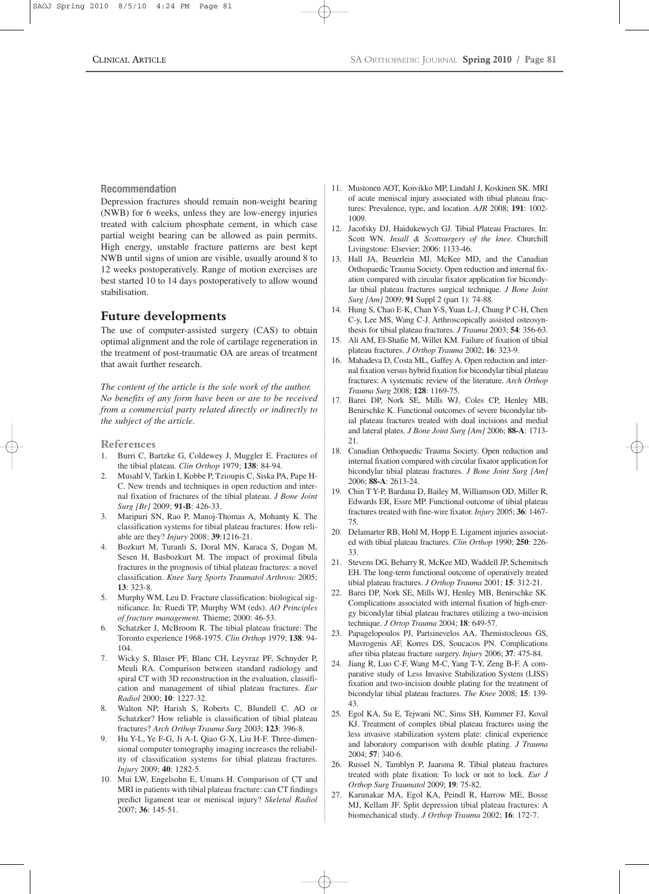### Recommendation

Depression fractures should remain non-weight bearing (NWB) for 6 weeks, unless they are low-energy injuries treated with calcium phosphate cement, in which case partial weight bearing can be allowed as pain permits. High energy, unstable fracture patterns are best kept NWB until signs of union are visible, usually around 8 to 12 weeks postoperatively. Range of motion exercises are best started 10 to 14 days postoperatively to allow wound stabilisation.

## Future developments

The use of computer-assisted surgery (CAS) to obtain optimal alignment and the role of cartilage regeneration in the treatment of post-traumatic OA are areas of treatment that await further research.

*The content of the article is the sole work of the author. No benefits of any form have been or are to be received from a commercial party related directly or indirectly to the subject of the article.*

### References

1. Burri C, Bartzke G, Coldewey J, Muggler E. Fractures of the tibial plateau. *Clin Orthop* 1979; **138**: 84-94.
2. Musahl V, Tarkin I, Kobbe P, Tzioupis C, Siska PA, Pape H-C. New trends and techniques in open reduction and internal fixation of fractures of the tibial plateau. *J Bone Joint Surg [Br]* 2009; **91-B**: 426-33.
3. Maripuri SN, Rao P, Manoj-Thomas A, Mohanty K. The classification systems for tibial plateau fractures: How reliable are they? *Injury* 2008; **39**:1216-21.
4. Bozkurt M, Turanli S, Doral MN, Karaca S, Dogan M, Sesen H, Basbozkurt M. The impact of proximal fibula fractures in the prognosis of tibial plateau fractures: a novel classification. *Knee Surg Sports Traumatol Arthrosc* 2005; **13**: 323-8.
5. Murphy WM, Leu D. Fracture classification: biological significance. In: Ruedi TP, Murphy WM (eds). *AO Principles of fracture management.* Thieme; 2000: 46-53.
6. Schatzker J, McBroom R. The tibial plateau fracture: The Toronto experience 1968-1975. *Clin Orthop* 1979; **138**: 94-104.
7. Wicky S, Blaser PF, Blanc CH, Leyvraz PF, Schnyder P, Meuli RA. Comparison between standard radiology and spiral CT with 3D reconstruction in the evaluation, classification and management of tibial plateau fractures. *Eur Radiol* 2000; **10**: 1227-32.
8. Walton NP, Harish S, Roberts C, Blundell C. AO or Schatzker? How reliable is classification of tibial plateau fractures? *Arch Orthop Trauma Surg* 2003; **123**: 396-8.
9. Hu Y-L, Ye F-G, Ji A-I, Qiao G-X, Liu H-F. Three-dimensional computer tomography imaging increases the reliability of classification systems for tibial plateau fractures. *Injury* 2009; **40**: 1282-5.
10. Mui LW, Engelsohn E, Umans H. Comparison of CT and MRI in patients with tibial plateau fracture: can CT findings predict ligament tear or meniscal injury? *Skeletal Radiol* 2007; **36**: 145-51.
11. Mustonen AOT, Koivikko MP, Lindahl J, Koskinen SK. MRI of acute meniscal injury associated with tibial plateau fractures: Prevalence, type, and location. *AJR* 2008; **191**: 1002-1009.
12. Jacofsky DJ, Haidukewych GJ. Tibial Plateau Fractures. In: Scott WN. *Insall & Scottsurgery of the knee.* Churchill Livingstone: Elsevier; 2006: 1133-46.
13. Hall JA, Beuerlein MJ, McKee MD, and the Canadian Orthopaedic Trauma Society. Open reduction and internal fixation compared with circular fixator application for bicondylar tibial plateau fractures surgical technique. *J Bone Joint Surg [Am]* 2009; **91** Suppl 2 (part 1): 74-88.
14. Hung S, Chao E-K, Chan Y-S, Yuan L-J, Chung P C-H, Chen C-y, Lee MS, Wang C-J. Arthroscopically assisted osteosynthesis for tibial plateau fractures. *J Trauma* 2003; **54**: 356-63.
15. Ali AM, El-Shafie M, Willet KM. Failure of fixation of tibial plateau fractures. *J Orthop Trauma* 2002; **16**: 323-9.
16. Mahadeva D, Costa ML, Gaffey A. Open reduction and internal fixation versus hybrid fixation for bicondylar tibial plateau fractures: A systematic review of the literature. *Arch Orthop Trauma Surg* 2008; **128**: 1169-75.
17. Barei DP, Nork SE, Mills WJ, Coles CP, Henley MB, Benirschke K. Functional outcomes of severe bicondylar tibial plateau fractures treated with dual incisions and medial and lateral plates. *J Bone Joint Surg [Am]* 2006; **88-A**: 1713-21.
18. Canadian Orthopaedic Trauma Society. Open reduction and internal fixation compared with circular fixator application for bicondylar tibial plateau fractures. *J Bone Joint Surg [Am]* 2006; **88-A**: 2613-24.
19. Chin T Y-P, Bardana D, Bailey M, Williamson OD, Miller R, Edwards ER, Essre MP. Functional outcome of tibial plateau fractures treated with fine-wire fixator. *Injury* 2005; **36**: 1467-75.
20. Delamarter RB, Hohl M, Hopp E. Ligament injuries associated with tibial plateau fractures. *Clin Orthop* 1990; **250**: 226-33.
21. Stevens DG, Beharry R, McKee MD, Waddell JP, Schemitsch EH. The long-term functional outcome of operatively treated tibial plateau fractures. *J Orthop Trauma* 2001; **15**: 312-21.
22. Barei DP, Nork SE, Mills WJ, Henley MB, Benirschke SK. Complications associated with internal fixation of high-energy bicondylar tibial plateau fractures utilizing a two-incision technique. *J Ortop Trauma* 2004; **18**: 649-57.
23. Papagelopoulos PJ, Partsinevelos AA, Themistocleous GS, Mavrogenis AF, Korres DS, Soucacos PN. Complications after tibia plateau fracture surgery. *Injury* 2006; **37**: 475-84.
24. Jiang R, Luo C-F, Wang M-C, Yang T-Y, Zeng B-F. A comparative study of Less Invasive Stabilization System (LISS) fixation and two-incision double plating for the treatment of bicondylar tibial plateau fractures. *The Knee* 2008; **15**: 139-43.
25. Egol KA, Su E, Tejwani NC, Sims SH, Kummer FJ, Koval KJ. Treatment of complex tibial plateau fractures using the less invasive stabilization system plate: clinical experience and laboratory comparison with double plating. *J Trauma* 2004; **57**: 340-6.
26. Russel N, Tamblyn P, Jaarsma R. Tibial plateau fractures treated with plate fixation: To lock or not to lock. *Eur J Orthop Surg Traumatol* 2009; **19**: 75-82.
27. Karunakar MA, Egol KA, Peindl R, Harrow ME, Bosse MJ, Kellam JF. Split depression tibial plateau fractures: A biomechanical study. *J Orthop Trauma* 2002; **16**: 172-7.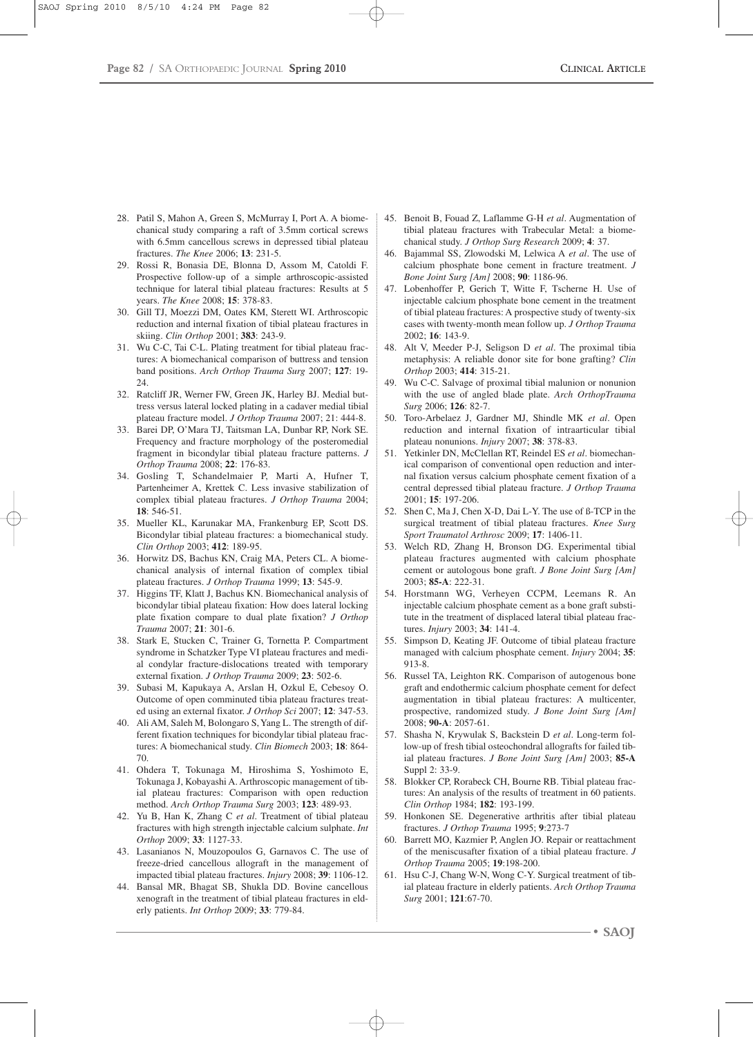28. Patil S, Mahon A, Green S, McMurray I, Port A. A biomechanical study comparing a raft of 3.5mm cortical screws with 6.5mm cancellous screws in depressed tibial plateau fractures. *The Knee* 2006; **13**: 231-5.
29. Rossi R, Bonasia DE, Blonna D, Assom M, Catoldi F. Prospective follow-up of a simple arthroscopic-assisted technique for lateral tibial plateau fractures: Results at 5 years. *The Knee* 2008; **15**: 378-83.
30. Gill TJ, Moezzi DM, Oates KM, Sterett WI. Arthroscopic reduction and internal fixation of tibial plateau fractures in skiing. *Clin Orthop* 2001; **383**: 243-9.
31. Wu C-C, Tai C-L. Plating treatment for tibial plateau fractures: A biomechanical comparison of buttress and tension band positions. *Arch Orthop Trauma Surg* 2007; **127**: 19-24.
32. Ratcliff JR, Werner FW, Green JK, Harley BJ. Medial buttress versus lateral locked plating in a cadaver medial tibial plateau fracture model. *J Orthop Trauma* 2007; 21: 444-8.
33. Barei DP, O'Mara TJ, Taitsman LA, Dunbar RP, Nork SE. Frequency and fracture morphology of the posteromedial fragment in bicondylar tibial plateau fracture patterns. *J Orthop Trauma* 2008; **22**: 176-83.
34. Gosling T, Schandelmaier P, Marti A, Hufner T, Partenheimer A, Krettek C. Less invasive stabilization of complex tibial plateau fractures. *J Orthop Trauma* 2004; **18**: 546-51.
35. Mueller KL, Karunakar MA, Frankenburg EP, Scott DS. Bicondylar tibial plateau fractures: a biomechanical study. *Clin Orthop* 2003; **412**: 189-95.
36. Horwitz DS, Bachus KN, Craig MA, Peters CL. A biomechanical analysis of internal fixation of complex tibial plateau fractures. *J Orthop Trauma* 1999; **13**: 545-9.
37. Higgins TF, Klatt J, Bachus KN. Biomechanical analysis of bicondylar tibial plateau fixation: How does lateral locking plate fixation compare to dual plate fixation? *J Orthop Trauma* 2007; **21**: 301-6.
38. Stark E, Stucken C, Trainer G, Tornetta P. Compartment syndrome in Schatzker Type VI plateau fractures and medial condylar fracture-dislocations treated with temporary external fixation. *J Orthop Trauma* 2009; **23**: 502-6.
39. Subasi M, Kapukaya A, Arslan H, Ozkul E, Cebesoy O. Outcome of open comminuted tibia plateau fractures treated using an external fixator. *J Orthop Sci* 2007; **12**: 347-53.
40. Ali AM, Saleh M, Bolongaro S, Yang L. The strength of different fixation techniques for bicondylar tibial plateau fractures: A biomechanical study. *Clin Biomech* 2003; **18**: 864-70.
41. Ohdera T, Tokunaga M, Hiroshima S, Yoshimoto E, Tokunaga J, Kobayashi A. Arthroscopic management of tibial plateau fractures: Comparison with open reduction method. *Arch Orthop Trauma Surg* 2003; **123**: 489-93.
42. Yu B, Han K, Zhang C *et al*. Treatment of tibial plateau fractures with high strength injectable calcium sulphate. *Int Orthop* 2009; **33**: 1127-33.
43. Lasanianos N, Mouzopoulos G, Garnavos C. The use of freeze-dried cancellous allograft in the management of impacted tibial plateau fractures. *Injury* 2008; **39**: 1106-12.
44. Bansal MR, Bhagat SB, Shukla DD. Bovine cancellous xenograft in the treatment of tibial plateau fractures in elderly patients. *Int Orthop* 2009; **33**: 779-84.
45. Benoit B, Fouad Z, Laflamme G-H *et al*. Augmentation of tibial plateau fractures with Trabecular Metal: a biomechanical study. *J Orthop Surg Research* 2009; **4**: 37.
46. Bajammal SS, Zlowodski M, Lelwica A *et al*. The use of calcium phosphate bone cement in fracture treatment. *J Bone Joint Surg [Am]* 2008; **90**: 1186-96.
47. Lobenhoffer P, Gerich T, Witte F, Tscherne H. Use of injectable calcium phosphate bone cement in the treatment of tibial plateau fractures: A prospective study of twenty-six cases with twenty-month mean follow up. *J Orthop Trauma* 2002; **16**: 143-9.
48. Alt V, Meeder P-J, Seligson D *et al*. The proximal tibia metaphysis: A reliable donor site for bone grafting? *Clin Orthop* 2003; **414**: 315-21.
49. Wu C-C. Salvage of proximal tibial malunion or nonunion with the use of angled blade plate. *Arch OrthopTrauma Surg* 2006; **126**: 82-7.
50. Toro-Arbelaez J, Gardner MJ, Shindle MK *et al*. Open reduction and internal fixation of intraarticular tibial plateau nonunions. *Injury* 2007; **38**: 378-83.
51. Yetkinler DN, McClellan RT, Reindel ES *et al*. biomechanical comparison of conventional open reduction and internal fixation versus calcium phosphate cement fixation of a central depressed tibial plateau fracture. *J Orthop Trauma* 2001; **15**: 197-206.
52. Shen C, Ma J, Chen X-D, Dai L-Y. The use of ß-TCP in the surgical treatment of tibial plateau fractures. *Knee Surg Sport Traumatol Arthrosc* 2009; **17**: 1406-11.
53. Welch RD, Zhang H, Bronson DG. Experimental tibial plateau fractures augmented with calcium phosphate cement or autologous bone graft. *J Bone Joint Surg [Am]* 2003; **85-A**: 222-31.
54. Horstmann WG, Verheyen CCPM, Leemans R. An injectable calcium phosphate cement as a bone graft substitute in the treatment of displaced lateral tibial plateau fractures. *Injury* 2003; **34**: 141-4.
55. Simpson D, Keating JF. Outcome of tibial plateau fracture managed with calcium phosphate cement. *Injury* 2004; **35**: 913-8.
56. Russel TA, Leighton RK. Comparison of autogenous bone graft and endothermic calcium phosphate cement for defect augmentation in tibial plateau fractures: A multicenter, prospective, randomized study. *J Bone Joint Surg [Am]* 2008; **90-A**: 2057-61.
57. Shasha N, Krywulak S, Backstein D *et al*. Long-term follow-up of fresh tibial osteochondral allografts for failed tibial plateau fractures. *J Bone Joint Surg [Am]* 2003; **85-A** Suppl 2: 33-9.
58. Blokker CP, Rorabeck CH, Bourne RB. Tibial plateau fractures: An analysis of the results of treatment in 60 patients. *Clin Orthop* 1984; **182**: 193-199.
59. Honkonen SE. Degenerative arthritis after tibial plateau fractures. *J Orthop Trauma* 1995; **9**:273-7
60. Barrett MO, Kazmier P, Anglen JO. Repair or reattachment of the meniscusafter fixation of a tibial plateau fracture. *J Orthop Trauma* 2005; **19**:198-200.
61. Hsu C-J, Chang W-N, Wong C-Y. Surgical treatment of tibial plateau fracture in elderly patients. *Arch Orthop Trauma Surg* 2001; **121**:67-70.